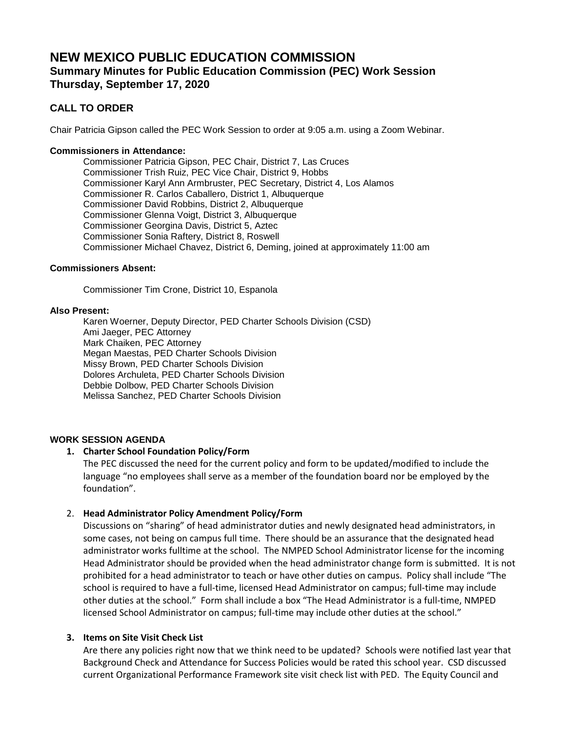# NEW MEXICO PUBLIC EDUCATION COMMISSION

## Summary Minutes for Public Education Commission (PEC) Work Session

## Thursday, September 17, 2020

### CALL TO ORDER

Chair Patricia Gipson called the PEC Work Session to order at 9:05 a.m. using a Zoom Webinar.

**Commissioners in Attendance:**

Commissioner Patricia Gipson, PEC Chair, District 7, Las Cruces
Commissioner Trish Ruiz, PEC Vice Chair, District 9, Hobbs
Commissioner Karyl Ann Armbruster, PEC Secretary, District 4, Los Alamos
Commissioner R. Carlos Caballero, District 1, Albuquerque
Commissioner David Robbins, District 2, Albuquerque
Commissioner Glenna Voigt, District 3, Albuquerque
Commissioner Georgina Davis, District 5, Aztec
Commissioner Sonia Raftery, District 8, Roswell
Commissioner Michael Chavez, District 6, Deming, joined at approximately 11:00 am

**Commissioners Absent:**

Commissioner Tim Crone, District 10, Espanola

**Also Present:**

Karen Woerner, Deputy Director, PED Charter Schools Division (CSD)
Ami Jaeger, PEC Attorney
Mark Chaiken, PEC Attorney
Megan Maestas, PED Charter Schools Division
Missy Brown, PED Charter Schools Division
Dolores Archuleta, PED Charter Schools Division
Debbie Dolbow, PED Charter Schools Division
Melissa Sanchez, PED Charter Schools Division

**WORK SESSION AGENDA**

1. **Charter School Foundation Policy/Form**

   The PEC discussed the need for the current policy and form to be updated/modified to include the language "no employees shall serve as a member of the foundation board nor be employed by the foundation".

2. **Head Administrator Policy Amendment Policy/Form**

   Discussions on "sharing" of head administrator duties and newly designated head administrators, in some cases, not being on campus full time. There should be an assurance that the designated head administrator works fulltime at the school. The NMPED School Administrator license for the incoming Head Administrator should be provided when the head administrator change form is submitted. It is not prohibited for a head administrator to teach or have other duties on campus. Policy shall include "The school is required to have a full-time, licensed Head Administrator on campus; full-time may include other duties at the school." Form shall include a box "The Head Administrator is a full-time, NMPED licensed School Administrator on campus; full-time may include other duties at the school."

3. **Items on Site Visit Check List**

   Are there any policies right now that we think need to be updated? Schools were notified last year that Background Check and Attendance for Success Policies would be rated this school year. CSD discussed current Organizational Performance Framework site visit check list with PED. The Equity Council and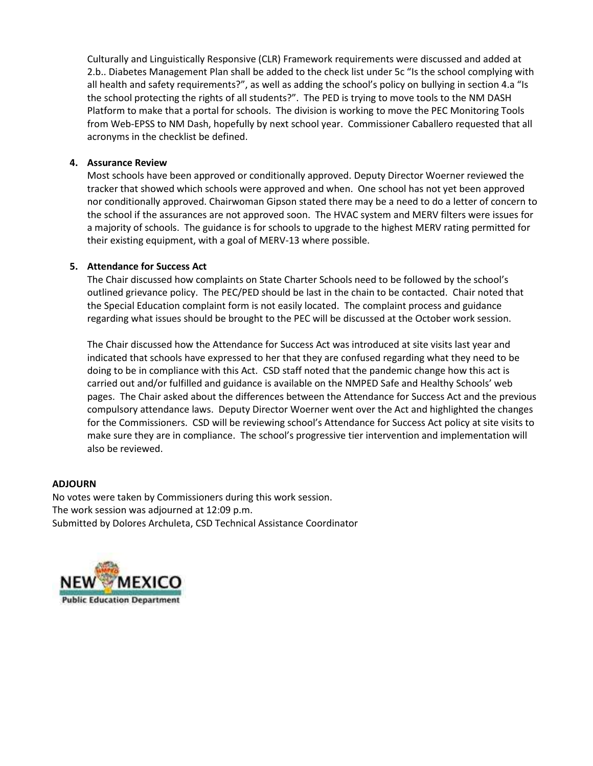Culturally and Linguistically Responsive (CLR) Framework requirements were discussed and added at 2.b.. Diabetes Management Plan shall be added to the check list under 5c "Is the school complying with all health and safety requirements?", as well as adding the school's policy on bullying in section 4.a "Is the school protecting the rights of all students?". The PED is trying to move tools to the NM DASH Platform to make that a portal for schools. The division is working to move the PEC Monitoring Tools from Web-EPSS to NM Dash, hopefully by next school year. Commissioner Caballero requested that all acronyms in the checklist be defined.

4. **Assurance Review**

   Most schools have been approved or conditionally approved. Deputy Director Woerner reviewed the tracker that showed which schools were approved and when. One school has not yet been approved nor conditionally approved. Chairwoman Gipson stated there may be a need to do a letter of concern to the school if the assurances are not approved soon. The HVAC system and MERV filters were issues for a majority of schools. The guidance is for schools to upgrade to the highest MERV rating permitted for their existing equipment, with a goal of MERV-13 where possible.

5. **Attendance for Success Act**

   The Chair discussed how complaints on State Charter Schools need to be followed by the school's outlined grievance policy. The PEC/PED should be last in the chain to be contacted. Chair noted that the Special Education complaint form is not easily located. The complaint process and guidance regarding what issues should be brought to the PEC will be discussed at the October work session.

   The Chair discussed how the Attendance for Success Act was introduced at site visits last year and indicated that schools have expressed to her that they are confused regarding what they need to be doing to be in compliance with this Act. CSD staff noted that the pandemic change how this act is carried out and/or fulfilled and guidance is available on the NMPED Safe and Healthy Schools' web pages. The Chair asked about the differences between the Attendance for Success Act and the previous compulsory attendance laws. Deputy Director Woerner went over the Act and highlighted the changes for the Commissioners. CSD will be reviewing school's Attendance for Success Act policy at site visits to make sure they are in compliance. The school's progressive tier intervention and implementation will also be reviewed.

**ADJOURN**

No votes were taken by Commissioners during this work session.
The work session was adjourned at 12:09 p.m.
Submitted by Dolores Archuleta, CSD Technical Assistance Coordinator

NEW MEXICO
Public Education Department